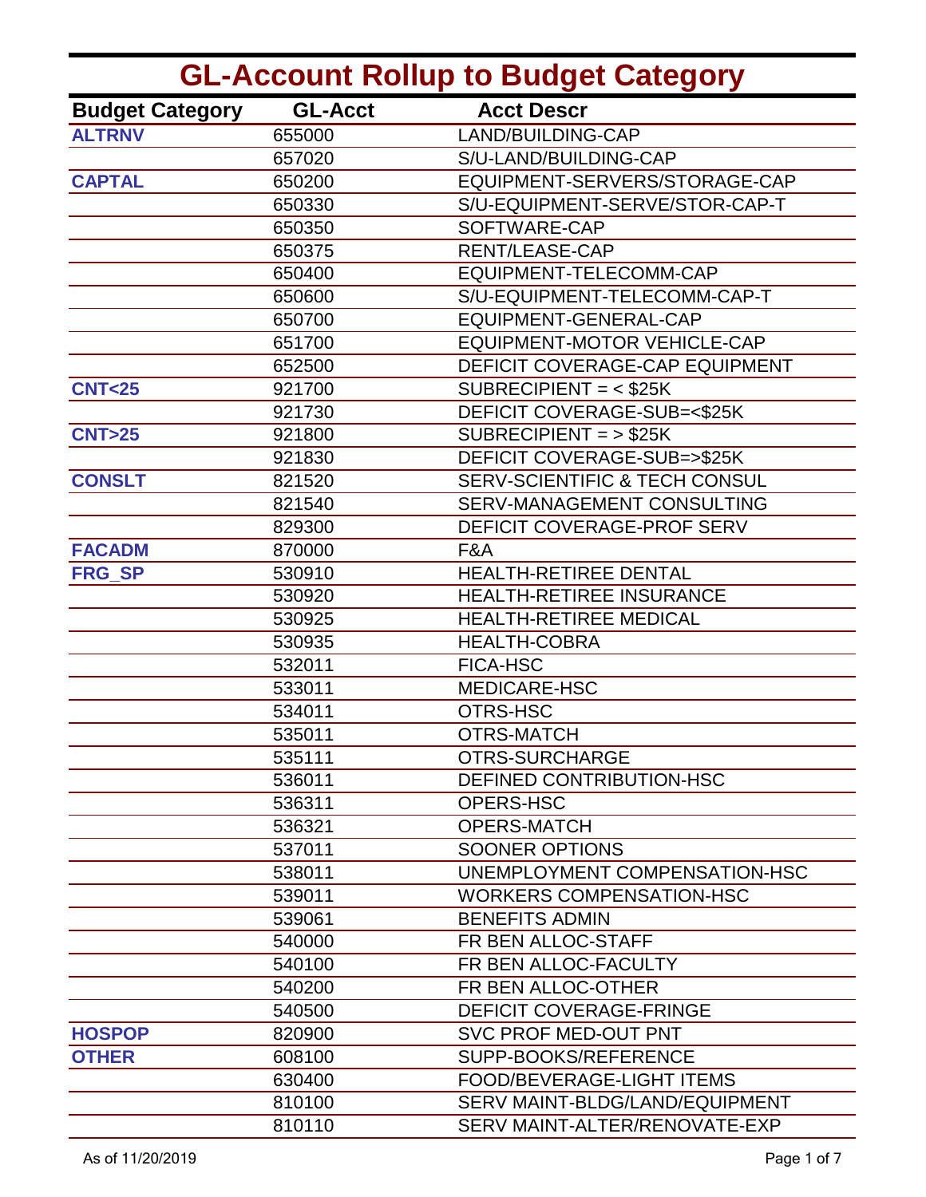# GL-Account Rollup to Budget Category

| Budget Category | GL-Acct | Acct Descr |
|---|---|---|
| **ALTRNV** | 655000 | LAND/BUILDING-CAP |
| | 657020 | S/U-LAND/BUILDING-CAP |
| **CAPTAL** | 650200 | EQUIPMENT-SERVERS/STORAGE-CAP |
| | 650330 | S/U-EQUIPMENT-SERVE/STOR-CAP-T |
| | 650350 | SOFTWARE-CAP |
| | 650375 | RENT/LEASE-CAP |
| | 650400 | EQUIPMENT-TELECOMM-CAP |
| | 650600 | S/U-EQUIPMENT-TELECOMM-CAP-T |
| | 650700 | EQUIPMENT-GENERAL-CAP |
| | 651700 | EQUIPMENT-MOTOR VEHICLE-CAP |
| | 652500 | DEFICIT COVERAGE-CAP EQUIPMENT |
| **CNT<25** | 921700 | SUBRECIPIENT = < $25K |
| | 921730 | DEFICIT COVERAGE-SUB=<$25K |
| **CNT>25** | 921800 | SUBRECIPIENT = > $25K |
| | 921830 | DEFICIT COVERAGE-SUB=>$25K |
| **CONSLT** | 821520 | SERV-SCIENTIFIC & TECH CONSUL |
| | 821540 | SERV-MANAGEMENT CONSULTING |
| | 829300 | DEFICIT COVERAGE-PROF SERV |
| **FACADM** | 870000 | F&A |
| **FRG_SP** | 530910 | HEALTH-RETIREE DENTAL |
| | 530920 | HEALTH-RETIREE INSURANCE |
| | 530925 | HEALTH-RETIREE MEDICAL |
| | 530935 | HEALTH-COBRA |
| | 532011 | FICA-HSC |
| | 533011 | MEDICARE-HSC |
| | 534011 | OTRS-HSC |
| | 535011 | OTRS-MATCH |
| | 535111 | OTRS-SURCHARGE |
| | 536011 | DEFINED CONTRIBUTION-HSC |
| | 536311 | OPERS-HSC |
| | 536321 | OPERS-MATCH |
| | 537011 | SOONER OPTIONS |
| | 538011 | UNEMPLOYMENT COMPENSATION-HSC |
| | 539011 | WORKERS COMPENSATION-HSC |
| | 539061 | BENEFITS ADMIN |
| | 540000 | FR BEN ALLOC-STAFF |
| | 540100 | FR BEN ALLOC-FACULTY |
| | 540200 | FR BEN ALLOC-OTHER |
| | 540500 | DEFICIT COVERAGE-FRINGE |
| **HOSPOP** | 820900 | SVC PROF MED-OUT PNT |
| **OTHER** | 608100 | SUPP-BOOKS/REFERENCE |
| | 630400 | FOOD/BEVERAGE-LIGHT ITEMS |
| | 810100 | SERV MAINT-BLDG/LAND/EQUIPMENT |
| | 810110 | SERV MAINT-ALTER/RENOVATE-EXP |

As of 11/20/2019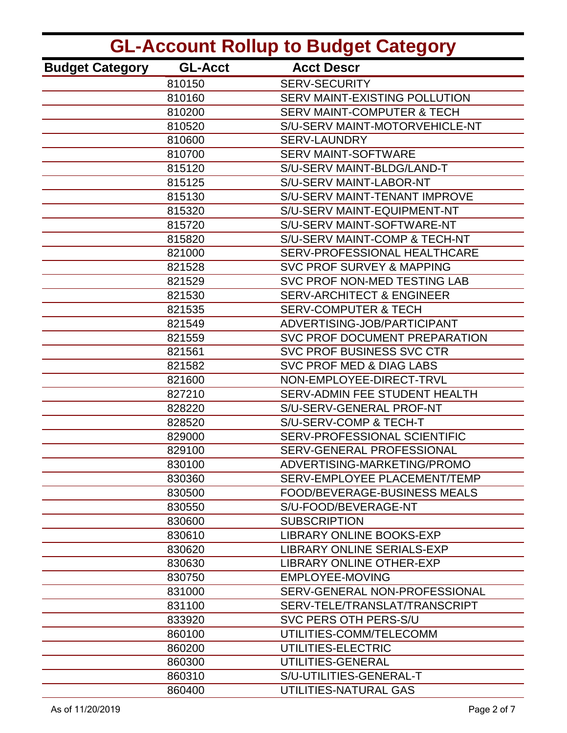# GL-Account Rollup to Budget Category

| Budget Category | GL-Acct | Acct Descr |
|---|---|---|
| | 810150 | SERV-SECURITY |
| | 810160 | SERV MAINT-EXISTING POLLUTION |
| | 810200 | SERV MAINT-COMPUTER & TECH |
| | 810520 | S/U-SERV MAINT-MOTORVEHICLE-NT |
| | 810600 | SERV-LAUNDRY |
| | 810700 | SERV MAINT-SOFTWARE |
| | 815120 | S/U-SERV MAINT-BLDG/LAND-T |
| | 815125 | S/U-SERV MAINT-LABOR-NT |
| | 815130 | S/U-SERV MAINT-TENANT IMPROVE |
| | 815320 | S/U-SERV MAINT-EQUIPMENT-NT |
| | 815720 | S/U-SERV MAINT-SOFTWARE-NT |
| | 815820 | S/U-SERV MAINT-COMP & TECH-NT |
| | 821000 | SERV-PROFESSIONAL HEALTHCARE |
| | 821528 | SVC PROF SURVEY & MAPPING |
| | 821529 | SVC PROF NON-MED TESTING LAB |
| | 821530 | SERV-ARCHITECT & ENGINEER |
| | 821535 | SERV-COMPUTER & TECH |
| | 821549 | ADVERTISING-JOB/PARTICIPANT |
| | 821559 | SVC PROF DOCUMENT PREPARATION |
| | 821561 | SVC PROF BUSINESS SVC CTR |
| | 821582 | SVC PROF MED & DIAG LABS |
| | 821600 | NON-EMPLOYEE-DIRECT-TRVL |
| | 827210 | SERV-ADMIN FEE STUDENT HEALTH |
| | 828220 | S/U-SERV-GENERAL PROF-NT |
| | 828520 | S/U-SERV-COMP & TECH-T |
| | 829000 | SERV-PROFESSIONAL SCIENTIFIC |
| | 829100 | SERV-GENERAL PROFESSIONAL |
| | 830100 | ADVERTISING-MARKETING/PROMO |
| | 830360 | SERV-EMPLOYEE PLACEMENT/TEMP |
| | 830500 | FOOD/BEVERAGE-BUSINESS MEALS |
| | 830550 | S/U-FOOD/BEVERAGE-NT |
| | 830600 | SUBSCRIPTION |
| | 830610 | LIBRARY ONLINE BOOKS-EXP |
| | 830620 | LIBRARY ONLINE SERIALS-EXP |
| | 830630 | LIBRARY ONLINE OTHER-EXP |
| | 830750 | EMPLOYEE-MOVING |
| | 831000 | SERV-GENERAL NON-PROFESSIONAL |
| | 831100 | SERV-TELE/TRANSLAT/TRANSCRIPT |
| | 833920 | SVC PERS OTH PERS-S/U |
| | 860100 | UTILITIES-COMM/TELECOMM |
| | 860200 | UTILITIES-ELECTRIC |
| | 860300 | UTILITIES-GENERAL |
| | 860310 | S/U-UTILITIES-GENERAL-T |
| | 860400 | UTILITIES-NATURAL GAS |

As of 11/20/2019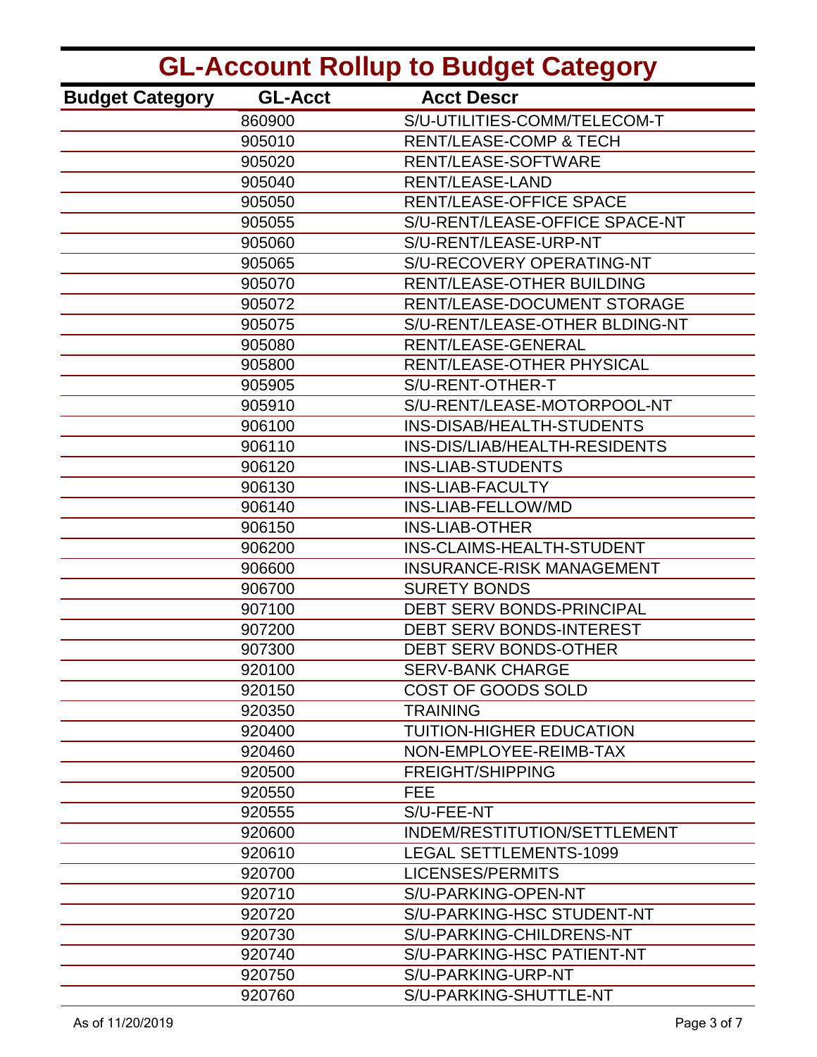# GL-Account Rollup to Budget Category

| Budget Category | GL-Acct | Acct Descr |
|---|---|---|
| | 860900 | S/U-UTILITIES-COMM/TELECOM-T |
| | 905010 | RENT/LEASE-COMP & TECH |
| | 905020 | RENT/LEASE-SOFTWARE |
| | 905040 | RENT/LEASE-LAND |
| | 905050 | RENT/LEASE-OFFICE SPACE |
| | 905055 | S/U-RENT/LEASE-OFFICE SPACE-NT |
| | 905060 | S/U-RENT/LEASE-URP-NT |
| | 905065 | S/U-RECOVERY OPERATING-NT |
| | 905070 | RENT/LEASE-OTHER BUILDING |
| | 905072 | RENT/LEASE-DOCUMENT STORAGE |
| | 905075 | S/U-RENT/LEASE-OTHER BLDING-NT |
| | 905080 | RENT/LEASE-GENERAL |
| | 905800 | RENT/LEASE-OTHER PHYSICAL |
| | 905905 | S/U-RENT-OTHER-T |
| | 905910 | S/U-RENT/LEASE-MOTORPOOL-NT |
| | 906100 | INS-DISAB/HEALTH-STUDENTS |
| | 906110 | INS-DIS/LIAB/HEALTH-RESIDENTS |
| | 906120 | INS-LIAB-STUDENTS |
| | 906130 | INS-LIAB-FACULTY |
| | 906140 | INS-LIAB-FELLOW/MD |
| | 906150 | INS-LIAB-OTHER |
| | 906200 | INS-CLAIMS-HEALTH-STUDENT |
| | 906600 | INSURANCE-RISK MANAGEMENT |
| | 906700 | SURETY BONDS |
| | 907100 | DEBT SERV BONDS-PRINCIPAL |
| | 907200 | DEBT SERV BONDS-INTEREST |
| | 907300 | DEBT SERV BONDS-OTHER |
| | 920100 | SERV-BANK CHARGE |
| | 920150 | COST OF GOODS SOLD |
| | 920350 | TRAINING |
| | 920400 | TUITION-HIGHER EDUCATION |
| | 920460 | NON-EMPLOYEE-REIMB-TAX |
| | 920500 | FREIGHT/SHIPPING |
| | 920550 | FEE |
| | 920555 | S/U-FEE-NT |
| | 920600 | INDEM/RESTITUTION/SETTLEMENT |
| | 920610 | LEGAL SETTLEMENTS-1099 |
| | 920700 | LICENSES/PERMITS |
| | 920710 | S/U-PARKING-OPEN-NT |
| | 920720 | S/U-PARKING-HSC STUDENT-NT |
| | 920730 | S/U-PARKING-CHILDRENS-NT |
| | 920740 | S/U-PARKING-HSC PATIENT-NT |
| | 920750 | S/U-PARKING-URP-NT |
| | 920760 | S/U-PARKING-SHUTTLE-NT |

As of 11/20/2019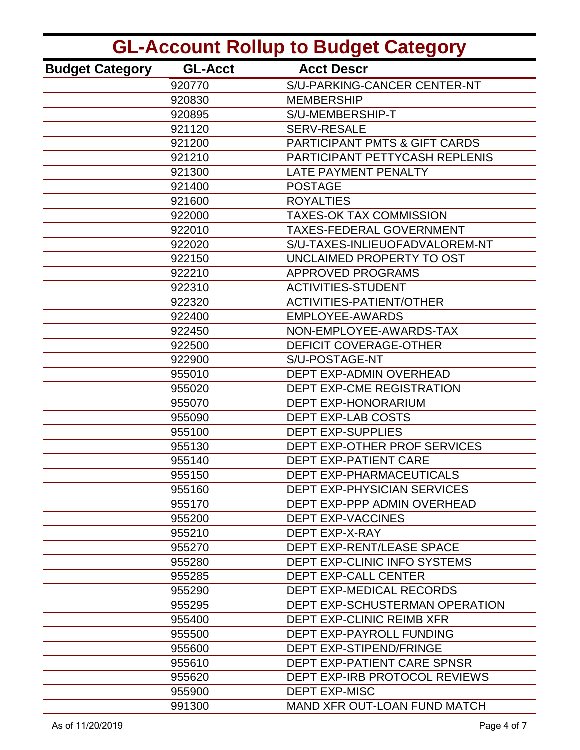# GL-Account Rollup to Budget Category

| Budget Category | GL-Acct | Acct Descr |
|---|---|---|
| | 920770 | S/U-PARKING-CANCER CENTER-NT |
| | 920830 | MEMBERSHIP |
| | 920895 | S/U-MEMBERSHIP-T |
| | 921120 | SERV-RESALE |
| | 921200 | PARTICIPANT PMTS & GIFT CARDS |
| | 921210 | PARTICIPANT PETTYCASH REPLENIS |
| | 921300 | LATE PAYMENT PENALTY |
| | 921400 | POSTAGE |
| | 921600 | ROYALTIES |
| | 922000 | TAXES-OK TAX COMMISSION |
| | 922010 | TAXES-FEDERAL GOVERNMENT |
| | 922020 | S/U-TAXES-INLIEUOFADVALOREM-NT |
| | 922150 | UNCLAIMED PROPERTY TO OST |
| | 922210 | APPROVED PROGRAMS |
| | 922310 | ACTIVITIES-STUDENT |
| | 922320 | ACTIVITIES-PATIENT/OTHER |
| | 922400 | EMPLOYEE-AWARDS |
| | 922450 | NON-EMPLOYEE-AWARDS-TAX |
| | 922500 | DEFICIT COVERAGE-OTHER |
| | 922900 | S/U-POSTAGE-NT |
| | 955010 | DEPT EXP-ADMIN OVERHEAD |
| | 955020 | DEPT EXP-CME REGISTRATION |
| | 955070 | DEPT EXP-HONORARIUM |
| | 955090 | DEPT EXP-LAB COSTS |
| | 955100 | DEPT EXP-SUPPLIES |
| | 955130 | DEPT EXP-OTHER PROF SERVICES |
| | 955140 | DEPT EXP-PATIENT CARE |
| | 955150 | DEPT EXP-PHARMACEUTICALS |
| | 955160 | DEPT EXP-PHYSICIAN SERVICES |
| | 955170 | DEPT EXP-PPP ADMIN OVERHEAD |
| | 955200 | DEPT EXP-VACCINES |
| | 955210 | DEPT EXP-X-RAY |
| | 955270 | DEPT EXP-RENT/LEASE SPACE |
| | 955280 | DEPT EXP-CLINIC INFO SYSTEMS |
| | 955285 | DEPT EXP-CALL CENTER |
| | 955290 | DEPT EXP-MEDICAL RECORDS |
| | 955295 | DEPT EXP-SCHUSTERMAN OPERATION |
| | 955400 | DEPT EXP-CLINIC REIMB XFR |
| | 955500 | DEPT EXP-PAYROLL FUNDING |
| | 955600 | DEPT EXP-STIPEND/FRINGE |
| | 955610 | DEPT EXP-PATIENT CARE SPNSR |
| | 955620 | DEPT EXP-IRB PROTOCOL REVIEWS |
| | 955900 | DEPT EXP-MISC |
| | 991300 | MAND XFR OUT-LOAN FUND MATCH |

As of 11/20/2019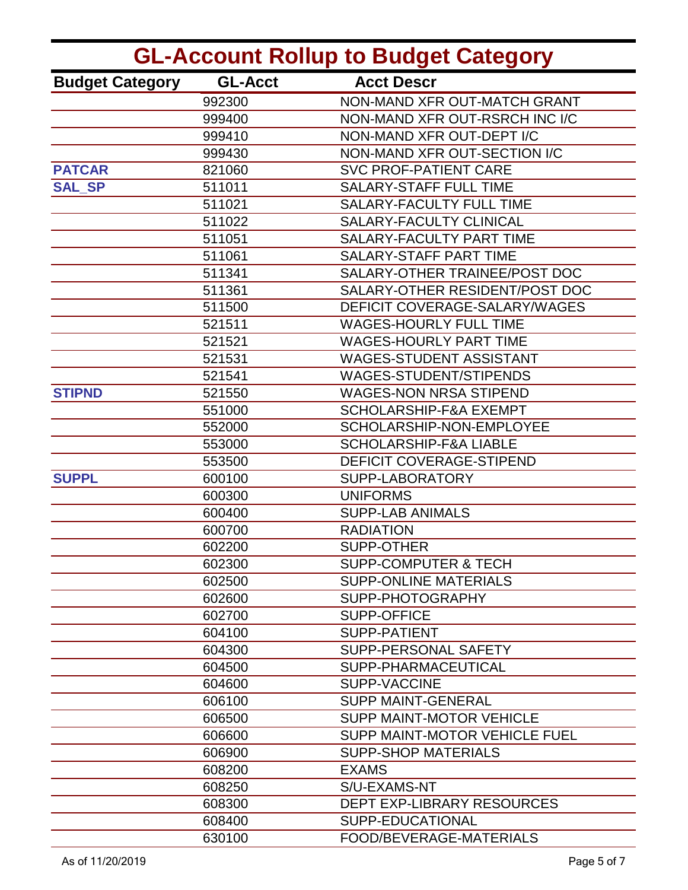# GL-Account Rollup to Budget Category

| Budget Category | GL-Acct | Acct Descr |
|---|---|---|
| | 992300 | NON-MAND XFR OUT-MATCH GRANT |
| | 999400 | NON-MAND XFR OUT-RSRCH INC I/C |
| | 999410 | NON-MAND XFR OUT-DEPT I/C |
| | 999430 | NON-MAND XFR OUT-SECTION I/C |
| **PATCAR** | 821060 | SVC PROF-PATIENT CARE |
| **SAL_SP** | 511011 | SALARY-STAFF FULL TIME |
| | 511021 | SALARY-FACULTY FULL TIME |
| | 511022 | SALARY-FACULTY CLINICAL |
| | 511051 | SALARY-FACULTY PART TIME |
| | 511061 | SALARY-STAFF PART TIME |
| | 511341 | SALARY-OTHER TRAINEE/POST DOC |
| | 511361 | SALARY-OTHER RESIDENT/POST DOC |
| | 511500 | DEFICIT COVERAGE-SALARY/WAGES |
| | 521511 | WAGES-HOURLY FULL TIME |
| | 521521 | WAGES-HOURLY PART TIME |
| | 521531 | WAGES-STUDENT ASSISTANT |
| | 521541 | WAGES-STUDENT/STIPENDS |
| **STIPND** | 521550 | WAGES-NON NRSA STIPEND |
| | 551000 | SCHOLARSHIP-F&A EXEMPT |
| | 552000 | SCHOLARSHIP-NON-EMPLOYEE |
| | 553000 | SCHOLARSHIP-F&A LIABLE |
| | 553500 | DEFICIT COVERAGE-STIPEND |
| **SUPPL** | 600100 | SUPP-LABORATORY |
| | 600300 | UNIFORMS |
| | 600400 | SUPP-LAB ANIMALS |
| | 600700 | RADIATION |
| | 602200 | SUPP-OTHER |
| | 602300 | SUPP-COMPUTER & TECH |
| | 602500 | SUPP-ONLINE MATERIALS |
| | 602600 | SUPP-PHOTOGRAPHY |
| | 602700 | SUPP-OFFICE |
| | 604100 | SUPP-PATIENT |
| | 604300 | SUPP-PERSONAL SAFETY |
| | 604500 | SUPP-PHARMACEUTICAL |
| | 604600 | SUPP-VACCINE |
| | 606100 | SUPP MAINT-GENERAL |
| | 606500 | SUPP MAINT-MOTOR VEHICLE |
| | 606600 | SUPP MAINT-MOTOR VEHICLE FUEL |
| | 606900 | SUPP-SHOP MATERIALS |
| | 608200 | EXAMS |
| | 608250 | S/U-EXAMS-NT |
| | 608300 | DEPT EXP-LIBRARY RESOURCES |
| | 608400 | SUPP-EDUCATIONAL |
| | 630100 | FOOD/BEVERAGE-MATERIALS |

As of 11/20/2019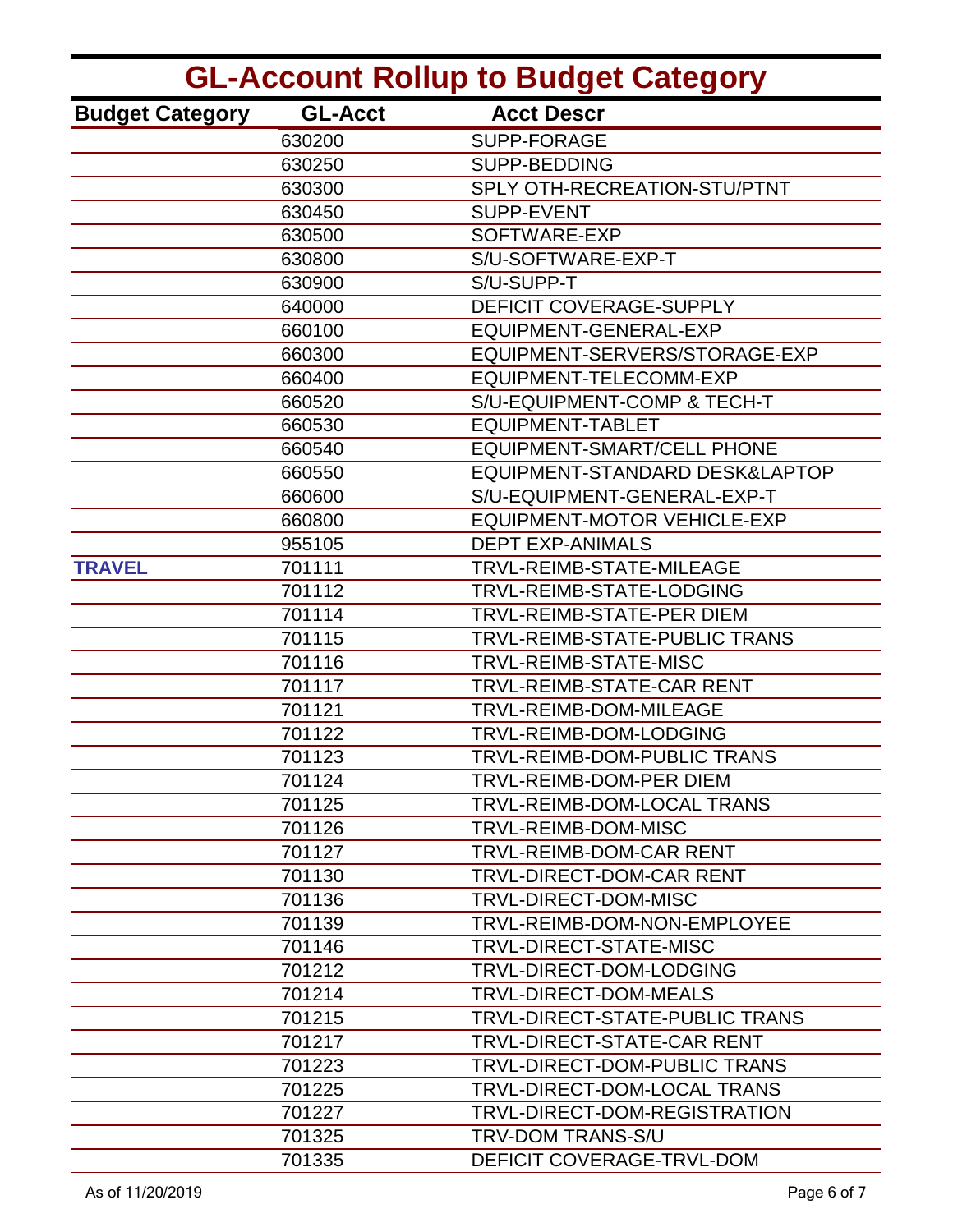# GL-Account Rollup to Budget Category

| Budget Category | GL-Acct | Acct Descr |
|---|---|---|
| | 630200 | SUPP-FORAGE |
| | 630250 | SUPP-BEDDING |
| | 630300 | SPLY OTH-RECREATION-STU/PTNT |
| | 630450 | SUPP-EVENT |
| | 630500 | SOFTWARE-EXP |
| | 630800 | S/U-SOFTWARE-EXP-T |
| | 630900 | S/U-SUPP-T |
| | 640000 | DEFICIT COVERAGE-SUPPLY |
| | 660100 | EQUIPMENT-GENERAL-EXP |
| | 660300 | EQUIPMENT-SERVERS/STORAGE-EXP |
| | 660400 | EQUIPMENT-TELECOMM-EXP |
| | 660520 | S/U-EQUIPMENT-COMP & TECH-T |
| | 660530 | EQUIPMENT-TABLET |
| | 660540 | EQUIPMENT-SMART/CELL PHONE |
| | 660550 | EQUIPMENT-STANDARD DESK&LAPTOP |
| | 660600 | S/U-EQUIPMENT-GENERAL-EXP-T |
| | 660800 | EQUIPMENT-MOTOR VEHICLE-EXP |
| | 955105 | DEPT EXP-ANIMALS |
| **TRAVEL** | 701111 | TRVL-REIMB-STATE-MILEAGE |
| | 701112 | TRVL-REIMB-STATE-LODGING |
| | 701114 | TRVL-REIMB-STATE-PER DIEM |
| | 701115 | TRVL-REIMB-STATE-PUBLIC TRANS |
| | 701116 | TRVL-REIMB-STATE-MISC |
| | 701117 | TRVL-REIMB-STATE-CAR RENT |
| | 701121 | TRVL-REIMB-DOM-MILEAGE |
| | 701122 | TRVL-REIMB-DOM-LODGING |
| | 701123 | TRVL-REIMB-DOM-PUBLIC TRANS |
| | 701124 | TRVL-REIMB-DOM-PER DIEM |
| | 701125 | TRVL-REIMB-DOM-LOCAL TRANS |
| | 701126 | TRVL-REIMB-DOM-MISC |
| | 701127 | TRVL-REIMB-DOM-CAR RENT |
| | 701130 | TRVL-DIRECT-DOM-CAR RENT |
| | 701136 | TRVL-DIRECT-DOM-MISC |
| | 701139 | TRVL-REIMB-DOM-NON-EMPLOYEE |
| | 701146 | TRVL-DIRECT-STATE-MISC |
| | 701212 | TRVL-DIRECT-DOM-LODGING |
| | 701214 | TRVL-DIRECT-DOM-MEALS |
| | 701215 | TRVL-DIRECT-STATE-PUBLIC TRANS |
| | 701217 | TRVL-DIRECT-STATE-CAR RENT |
| | 701223 | TRVL-DIRECT-DOM-PUBLIC TRANS |
| | 701225 | TRVL-DIRECT-DOM-LOCAL TRANS |
| | 701227 | TRVL-DIRECT-DOM-REGISTRATION |
| | 701325 | TRV-DOM TRANS-S/U |
| | 701335 | DEFICIT COVERAGE-TRVL-DOM |

As of 11/20/2019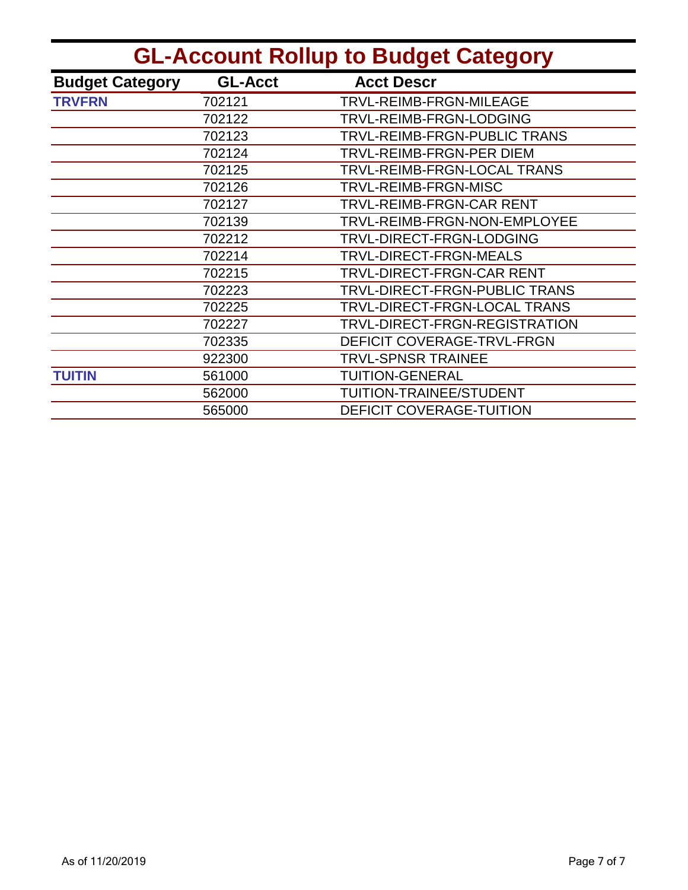# GL-Account Rollup to Budget Category

| Budget Category | GL-Acct | Acct Descr |
|---|---|---|
| **TRVFRN** | 702121 | TRVL-REIMB-FRGN-MILEAGE |
| | 702122 | TRVL-REIMB-FRGN-LODGING |
| | 702123 | TRVL-REIMB-FRGN-PUBLIC TRANS |
| | 702124 | TRVL-REIMB-FRGN-PER DIEM |
| | 702125 | TRVL-REIMB-FRGN-LOCAL TRANS |
| | 702126 | TRVL-REIMB-FRGN-MISC |
| | 702127 | TRVL-REIMB-FRGN-CAR RENT |
| | 702139 | TRVL-REIMB-FRGN-NON-EMPLOYEE |
| | 702212 | TRVL-DIRECT-FRGN-LODGING |
| | 702214 | TRVL-DIRECT-FRGN-MEALS |
| | 702215 | TRVL-DIRECT-FRGN-CAR RENT |
| | 702223 | TRVL-DIRECT-FRGN-PUBLIC TRANS |
| | 702225 | TRVL-DIRECT-FRGN-LOCAL TRANS |
| | 702227 | TRVL-DIRECT-FRGN-REGISTRATION |
| | 702335 | DEFICIT COVERAGE-TRVL-FRGN |
| | 922300 | TRVL-SPNSR TRAINEE |
| **TUITIN** | 561000 | TUITION-GENERAL |
| | 562000 | TUITION-TRAINEE/STUDENT |
| | 565000 | DEFICIT COVERAGE-TUITION |

As of 11/20/2019